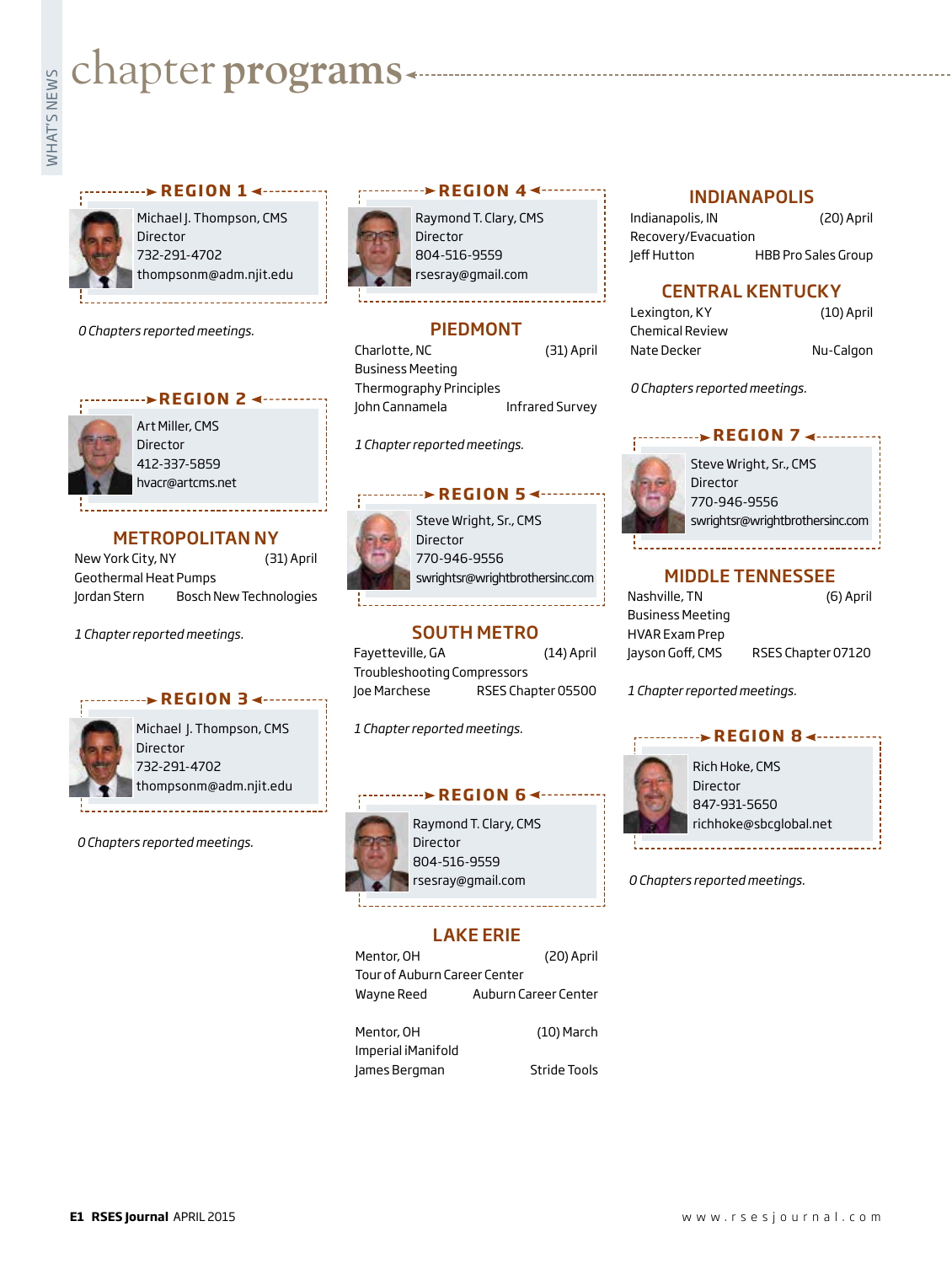# chapter programs

## REGION 1

Michael J. Thompson, CMS
Director
732-291-4702
thompsonm@adm.njit.edu

*0 Chapters reported meetings.*

## REGION 2

Art Miller, CMS
Director
412-337-5859
hvacr@artcms.net

### METROPOLITAN NY

New York City, NY (31) April
Geothermal Heat Pumps
Jordan Stern Bosch New Technologies

*1 Chapter reported meetings.*

## REGION 3

Michael J. Thompson, CMS
Director
732-291-4702
thompsonm@adm.njit.edu

*0 Chapters reported meetings.*

## REGION 4

Raymond T. Clary, CMS
Director
804-516-9559
rsesray@gmail.com

### PIEDMONT

Charlotte, NC (31) April
Business Meeting
Thermography Principles
John Cannamela Infrared Survey

*1 Chapter reported meetings.*

## REGION 5

Steve Wright, Sr., CMS
Director
770-946-9556
swrightsr@wrightbrothersinc.com

### SOUTH METRO

Fayetteville, GA (14) April
Troubleshooting Compressors
Joe Marchese RSES Chapter 05500

*1 Chapter reported meetings.*

## REGION 6

Raymond T. Clary, CMS
Director
804-516-9559
rsesray@gmail.com

### LAKE ERIE

Mentor, OH (20) April
Tour of Auburn Career Center
Wayne Reed Auburn Career Center

Mentor, OH (10) March
Imperial iManifold
James Bergman Stride Tools

### INDIANAPOLIS

Indianapolis, IN (20) April
Recovery/Evacuation
Jeff Hutton HBB Pro Sales Group

### CENTRAL KENTUCKY

Lexington, KY (10) April
Chemical Review
Nate Decker Nu-Calgon

*0 Chapters reported meetings.*

## REGION 7

Steve Wright, Sr., CMS
Director
770-946-9556
swrightsr@wrightbrothersinc.com

### MIDDLE TENNESSEE

Nashville, TN (6) April
Business Meeting
HVAR Exam Prep
Jayson Goff, CMS RSES Chapter 07120

*1 Chapter reported meetings.*

## REGION 8

Rich Hoke, CMS
Director
847-931-5650
richhoke@sbcglobal.net

*0 Chapters reported meetings.*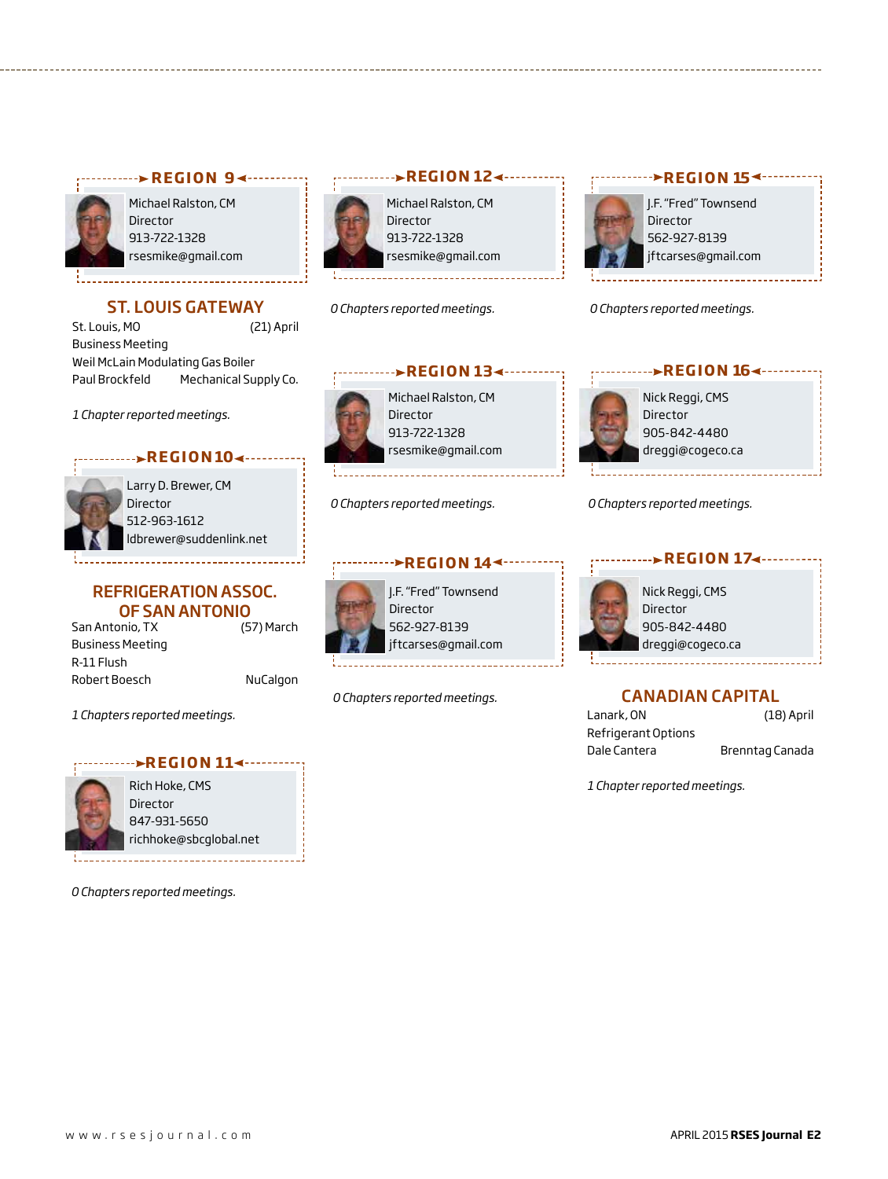## REGION 9

Michael Ralston, CM
Director
913-722-1328
rsesmike@gmail.com

### ST. LOUIS GATEWAY

St. Louis, MO (21) April
Business Meeting
Weil McLain Modulating Gas Boiler
Paul Brockfeld Mechanical Supply Co.

*1 Chapter reported meetings.*

## REGION 10

Larry D. Brewer, CM
Director
512-963-1612
ldbrewer@suddenlink.net

### REFRIGERATION ASSOC. OF SAN ANTONIO

San Antonio, TX (57) March
Business Meeting
R-11 Flush
Robert Boesch NuCalgon

*1 Chapters reported meetings.*

## REGION 11

Rich Hoke, CMS
Director
847-931-5650
richhoke@sbcglobal.net

*0 Chapters reported meetings.*

## REGION 12

Michael Ralston, CM
Director
913-722-1328
rsesmike@gmail.com

*0 Chapters reported meetings.*

## REGION 13

Michael Ralston, CM
Director
913-722-1328
rsesmike@gmail.com

*0 Chapters reported meetings.*

## REGION 14

J.F. "Fred" Townsend
Director
562-927-8139
jftcarses@gmail.com

*0 Chapters reported meetings.*

## REGION 15

J.F. "Fred" Townsend
Director
562-927-8139
jftcarses@gmail.com

*0 Chapters reported meetings.*

## REGION 16

Nick Reggi, CMS
Director
905-842-4480
dreggi@cogeco.ca

*0 Chapters reported meetings.*

## REGION 17

Nick Reggi, CMS
Director
905-842-4480
dreggi@cogeco.ca

### CANADIAN CAPITAL

Lanark, ON (18) April
Refrigerant Options
Dale Cantera Brenntag Canada

*1 Chapter reported meetings.*